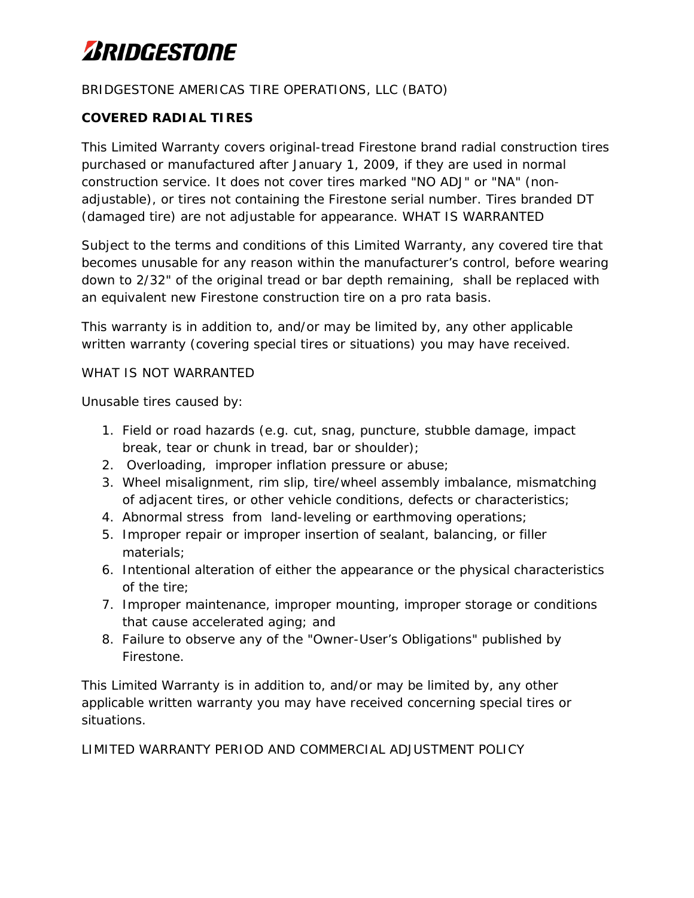# BRIDGESTONE

BRIDGESTONE AMERICAS TIRE OPERATIONS, LLC (BATO)

**COVERED RADIAL TIRES**

This Limited Warranty covers original-tread Firestone brand radial construction tires purchased or manufactured after January 1, 2009, if they are used in normal construction service. It does not cover tires marked "NO ADJ" or "NA" (non-adjustable), or tires not containing the Firestone serial number. Tires branded DT (damaged tire) are not adjustable for appearance. WHAT IS WARRANTED

Subject to the terms and conditions of this Limited Warranty, any covered tire that becomes unusable for any reason within the manufacturer's control, before wearing down to 2/32" of the original tread or bar depth remaining, shall be replaced with an equivalent new Firestone construction tire on a pro rata basis.

This warranty is in addition to, and/or may be limited by, any other applicable written warranty (covering special tires or situations) you may have received.

WHAT IS NOT WARRANTED

Unusable tires caused by:

1. Field or road hazards (e.g. cut, snag, puncture, stubble damage, impact break, tear or chunk in tread, bar or shoulder);
2. Overloading, improper inflation pressure or abuse;
3. Wheel misalignment, rim slip, tire/wheel assembly imbalance, mismatching of adjacent tires, or other vehicle conditions, defects or characteristics;
4. Abnormal stress from land-leveling or earthmoving operations;
5. Improper repair or improper insertion of sealant, balancing, or filler materials;
6. Intentional alteration of either the appearance or the physical characteristics of the tire;
7. Improper maintenance, improper mounting, improper storage or conditions that cause accelerated aging; and
8. Failure to observe any of the "Owner-User's Obligations" published by Firestone.

This Limited Warranty is in addition to, and/or may be limited by, any other applicable written warranty you may have received concerning special tires or situations.

LIMITED WARRANTY PERIOD AND COMMERCIAL ADJUSTMENT POLICY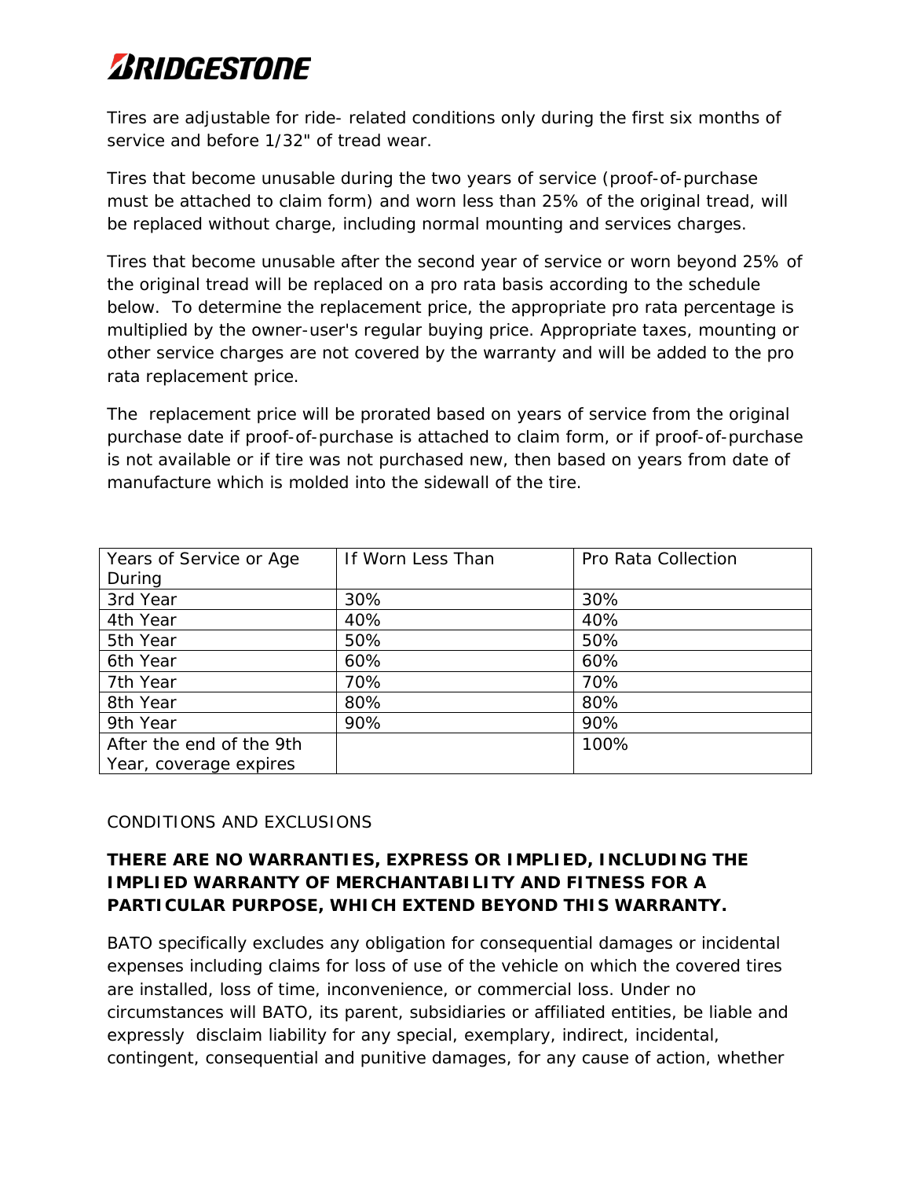# BRIDGESTONE

Tires are adjustable for ride- related conditions only during the first six months of service and before 1/32" of tread wear.

Tires that become unusable during the two years of service (proof-of-purchase must be attached to claim form) and worn less than 25% of the original tread, will be replaced without charge, including normal mounting and services charges.

Tires that become unusable after the second year of service or worn beyond 25% of the original tread will be replaced on a pro rata basis according to the schedule below. To determine the replacement price, the appropriate pro rata percentage is multiplied by the owner-user's regular buying price. Appropriate taxes, mounting or other service charges are not covered by the warranty and will be added to the pro rata replacement price.

The replacement price will be prorated based on years of service from the original purchase date if proof-of-purchase is attached to claim form, or if proof-of-purchase is not available or if tire was not purchased new, then based on years from date of manufacture which is molded into the sidewall of the tire.

| Years of Service or Age During | If Worn Less Than | Pro Rata Collection |
|---|---|---|
| 3rd Year | 30% | 30% |
| 4th Year | 40% | 40% |
| 5th Year | 50% | 50% |
| 6th Year | 60% | 60% |
| 7th Year | 70% | 70% |
| 8th Year | 80% | 80% |
| 9th Year | 90% | 90% |
| After the end of the 9th Year, coverage expires | | 100% |

CONDITIONS AND EXCLUSIONS

**THERE ARE NO WARRANTIES, EXPRESS OR IMPLIED, INCLUDING THE IMPLIED WARRANTY OF MERCHANTABILITY AND FITNESS FOR A PARTICULAR PURPOSE, WHICH EXTEND BEYOND THIS WARRANTY.**

BATO specifically excludes any obligation for consequential damages or incidental expenses including claims for loss of use of the vehicle on which the covered tires are installed, loss of time, inconvenience, or commercial loss. Under no circumstances will BATO, its parent, subsidiaries or affiliated entities, be liable and expressly disclaim liability for any special, exemplary, indirect, incidental, contingent, consequential and punitive damages, for any cause of action, whether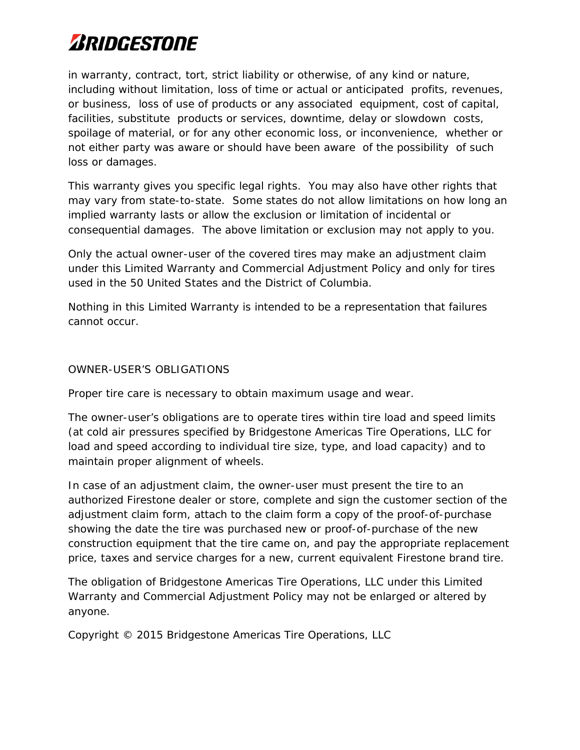in warranty, contract, tort, strict liability or otherwise, of any kind or nature, including without limitation, loss of time or actual or anticipated profits, revenues, or business, loss of use of products or any associated equipment, cost of capital, facilities, substitute products or services, downtime, delay or slowdown costs, spoilage of material, or for any other economic loss, or inconvenience, whether or not either party was aware or should have been aware of the possibility of such loss or damages.

This warranty gives you specific legal rights. You may also have other rights that may vary from state-to-state. Some states do not allow limitations on how long an implied warranty lasts or allow the exclusion or limitation of incidental or consequential damages. The above limitation or exclusion may not apply to you.

Only the actual owner-user of the covered tires may make an adjustment claim under this Limited Warranty and Commercial Adjustment Policy and only for tires used in the 50 United States and the District of Columbia.

Nothing in this Limited Warranty is intended to be a representation that failures cannot occur.

## OWNER-USER'S OBLIGATIONS

Proper tire care is necessary to obtain maximum usage and wear.

The owner-user's obligations are to operate tires within tire load and speed limits (at cold air pressures specified by Bridgestone Americas Tire Operations, LLC for load and speed according to individual tire size, type, and load capacity) and to maintain proper alignment of wheels.

In case of an adjustment claim, the owner-user must present the tire to an authorized Firestone dealer or store, complete and sign the customer section of the adjustment claim form, attach to the claim form a copy of the proof-of-purchase showing the date the tire was purchased new or proof-of-purchase of the new construction equipment that the tire came on, and pay the appropriate replacement price, taxes and service charges for a new, current equivalent Firestone brand tire.

The obligation of Bridgestone Americas Tire Operations, LLC under this Limited Warranty and Commercial Adjustment Policy may not be enlarged or altered by anyone.

Copyright © 2015 Bridgestone Americas Tire Operations, LLC